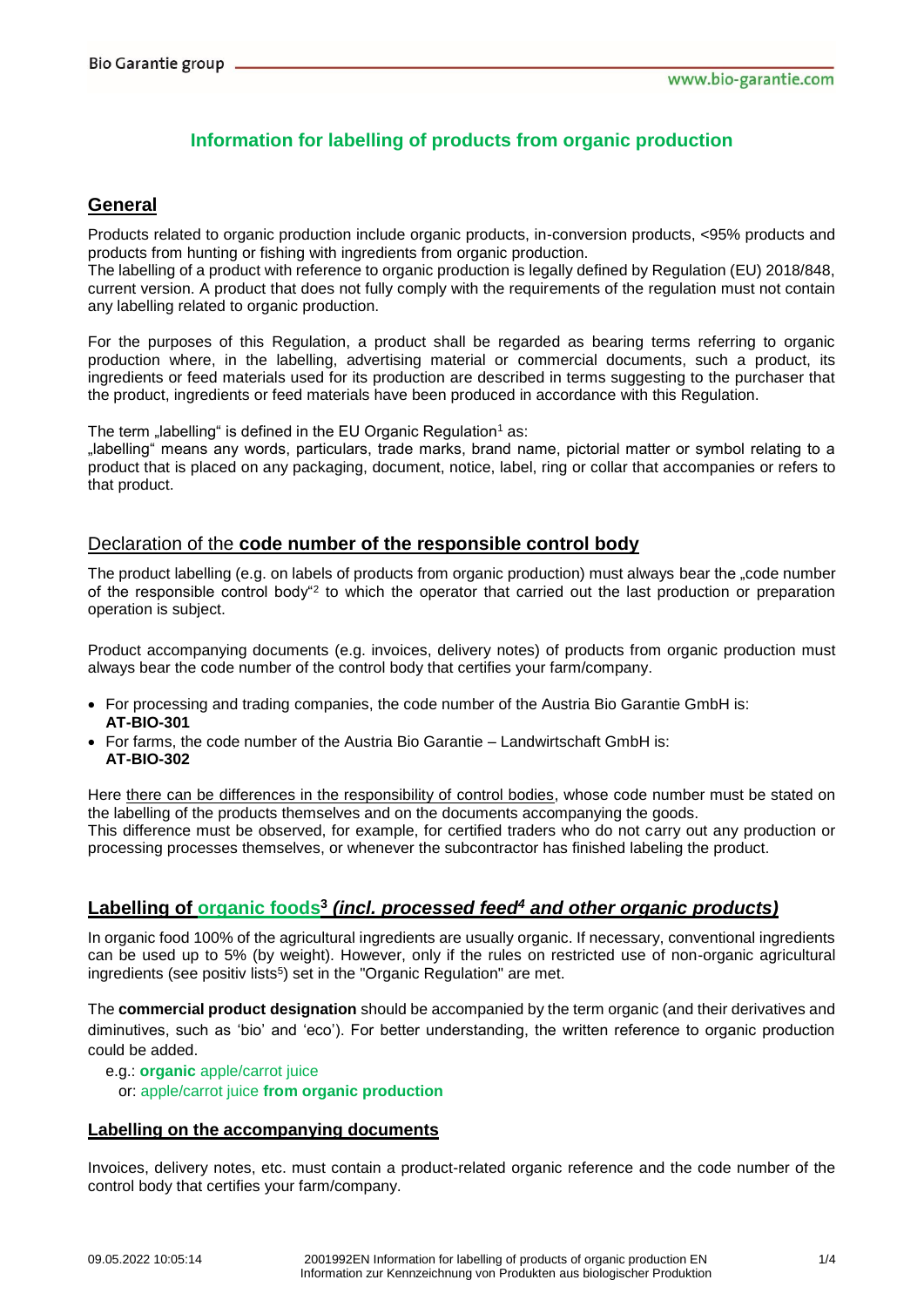# Information for labelling of products from organic production

## General

Products related to organic production include organic products, in-conversion products, <95% products and products from hunting or fishing with ingredients from organic production.
The labelling of a product with reference to organic production is legally defined by Regulation (EU) 2018/848, current version. A product that does not fully comply with the requirements of the regulation must not contain any labelling related to organic production.

For the purposes of this Regulation, a product shall be regarded as bearing terms referring to organic production where, in the labelling, advertising material or commercial documents, such a product, its ingredients or feed materials used for its production are described in terms suggesting to the purchaser that the product, ingredients or feed materials have been produced in accordance with this Regulation.

The term „labelling" is defined in the EU Organic Regulation[1] as:
„labelling" means any words, particulars, trade marks, brand name, pictorial matter or symbol relating to a product that is placed on any packaging, document, notice, label, ring or collar that accompanies or refers to that product.

## Declaration of the **code number of the responsible control body**

The product labelling (e.g. on labels of products from organic production) must always bear the „code number of the responsible control body"[2] to which the operator that carried out the last production or preparation operation is subject.

Product accompanying documents (e.g. invoices, delivery notes) of products from organic production must always bear the code number of the control body that certifies your farm/company.

- For processing and trading companies, the code number of the Austria Bio Garantie GmbH is: **AT-BIO-301**
- For farms, the code number of the Austria Bio Garantie – Landwirtschaft GmbH is: **AT-BIO-302**

Here there can be differences in the responsibility of control bodies, whose code number must be stated on the labelling of the products themselves and on the documents accompanying the goods.
This difference must be observed, for example, for certified traders who do not carry out any production or processing processes themselves, or whenever the subcontractor has finished labeling the product.

## Labelling of organic foods[3] *(incl. processed feed[4] and other organic products)*

In organic food 100% of the agricultural ingredients are usually organic. If necessary, conventional ingredients can be used up to 5% (by weight). However, only if the rules on restricted use of non-organic agricultural ingredients (see positiv lists[5]) set in the "Organic Regulation" are met.

The **commercial product designation** should be accompanied by the term organic (and their derivatives and diminutives, such as 'bio' and 'eco'). For better understanding, the written reference to organic production could be added.

e.g.: **organic** apple/carrot juice
or: apple/carrot juice **from organic production**

### Labelling on the accompanying documents

Invoices, delivery notes, etc. must contain a product-related organic reference and the code number of the control body that certifies your farm/company.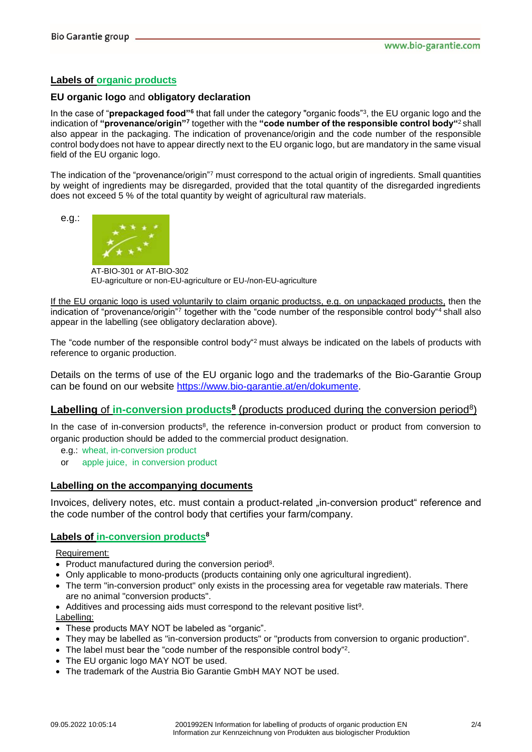## Labels of organic products

### EU organic logo and obligatory declaration

In the case of "**prepackaged food"**[6] that fall under the category "organic foods"[3], the EU organic logo and the indication of **"provenance/origin"**[7] together with the **"code number of the responsible control body"**[2] shall also appear in the packaging. The indication of provenance/origin and the code number of the responsible control body does not have to appear directly next to the EU organic logo, but are mandatory in the same visual field of the EU organic logo.

The indication of the "provenance/origin"[7] must correspond to the actual origin of ingredients. Small quantities by weight of ingredients may be disregarded, provided that the total quantity of the disregarded ingredients does not exceed 5 % of the total quantity by weight of agricultural raw materials.

e.g.:

AT-BIO-301 or AT-BIO-302
EU-agriculture or non-EU-agriculture or EU-/non-EU-agriculture

If the EU organic logo is used voluntarily to claim organic productss, e.g. on unpackaged products, then the indication of "provenance/origin"[7] together with the "code number of the responsible control body"[4] shall also appear in the labelling (see obligatory declaration above).

The "code number of the responsible control body"[2] must always be indicated on the labels of products with reference to organic production.

Details on the terms of use of the EU organic logo and the trademarks of the Bio-Garantie Group can be found on our website https://www.bio-garantie.at/en/dokumente.

## Labelling of in-conversion products[8] (products produced during the conversion period[8])

In the case of in-conversion products[8], the reference in-conversion product or product from conversion to organic production should be added to the commercial product designation.

e.g.: wheat, in-conversion product
or apple juice, in conversion product

### Labelling on the accompanying documents

Invoices, delivery notes, etc. must contain a product-related „in-conversion product" reference and the code number of the control body that certifies your farm/company.

## Labels of in-conversion products[8]

Requirement:

- Product manufactured during the conversion period[8].
- Only applicable to mono-products (products containing only one agricultural ingredient).
- The term "in-conversion product" only exists in the processing area for vegetable raw materials. There are no animal "conversion products".
- Additives and processing aids must correspond to the relevant positive list[9].

Labelling:

- These products MAY NOT be labeled as "organic".
- They may be labelled as "in-conversion products" or "products from conversion to organic production".
- The label must bear the "code number of the responsible control body"[2].
- The EU organic logo MAY NOT be used.
- The trademark of the Austria Bio Garantie GmbH MAY NOT be used.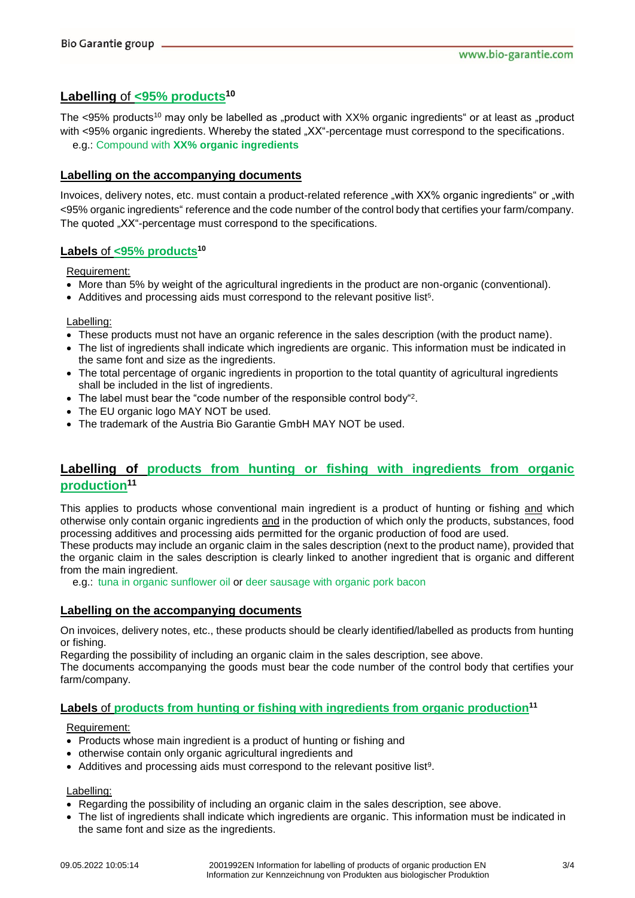## Labelling of <95% products[10]

The <95% products[10] may only be labelled as „product with XX% organic ingredients" or at least as „product with <95% organic ingredients. Whereby the stated „XX"-percentage must correspond to the specifications.

e.g.: Compound with **XX% organic ingredients**

### Labelling on the accompanying documents

Invoices, delivery notes, etc. must contain a product-related reference „with XX% organic ingredients" or „with <95% organic ingredients" reference and the code number of the control body that certifies your farm/company. The quoted „XX"-percentage must correspond to the specifications.

### Labels of <95% products[10]

Requirement:

- More than 5% by weight of the agricultural ingredients in the product are non-organic (conventional).
- Additives and processing aids must correspond to the relevant positive list[5].

Labelling:

- These products must not have an organic reference in the sales description (with the product name).
- The list of ingredients shall indicate which ingredients are organic. This information must be indicated in the same font and size as the ingredients.
- The total percentage of organic ingredients in proportion to the total quantity of agricultural ingredients shall be included in the list of ingredients.
- The label must bear the "code number of the responsible control body"[2].
- The EU organic logo MAY NOT be used.
- The trademark of the Austria Bio Garantie GmbH MAY NOT be used.

## Labelling of products from hunting or fishing with ingredients from organic production[11]

This applies to products whose conventional main ingredient is a product of hunting or fishing and which otherwise only contain organic ingredients and in the production of which only the products, substances, food processing additives and processing aids permitted for the organic production of food are used.
These products may include an organic claim in the sales description (next to the product name), provided that the organic claim in the sales description is clearly linked to another ingredient that is organic and different from the main ingredient.

e.g.: tuna in organic sunflower oil or deer sausage with organic pork bacon

### Labelling on the accompanying documents

On invoices, delivery notes, etc., these products should be clearly identified/labelled as products from hunting or fishing.
Regarding the possibility of including an organic claim in the sales description, see above.
The documents accompanying the goods must bear the code number of the control body that certifies your farm/company.

### Labels of products from hunting or fishing with ingredients from organic production[11]

Requirement:

- Products whose main ingredient is a product of hunting or fishing and
- otherwise contain only organic agricultural ingredients and
- Additives and processing aids must correspond to the relevant positive list[9].

Labelling:

- Regarding the possibility of including an organic claim in the sales description, see above.
- The list of ingredients shall indicate which ingredients are organic. This information must be indicated in the same font and size as the ingredients.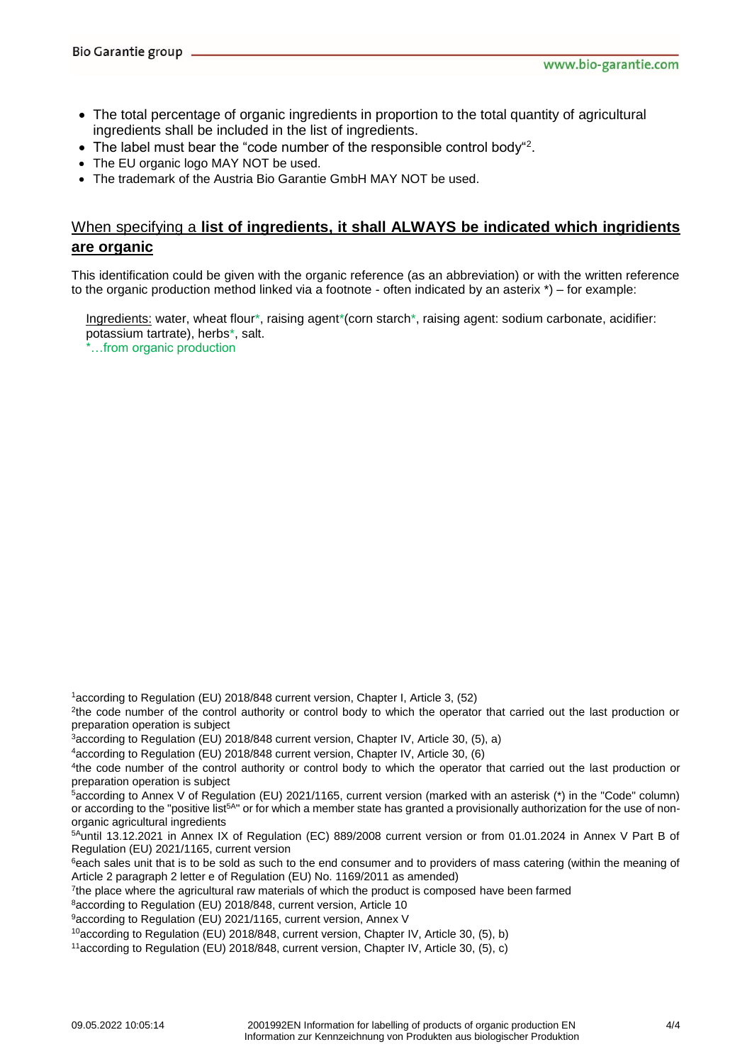- The total percentage of organic ingredients in proportion to the total quantity of agricultural ingredients shall be included in the list of ingredients.
- The label must bear the "code number of the responsible control body"[2].
- The EU organic logo MAY NOT be used.
- The trademark of the Austria Bio Garantie GmbH MAY NOT be used.

## When specifying a **list of ingredients, it shall ALWAYS be indicated which ingridients are organic**

This identification could be given with the organic reference (as an abbreviation) or with the written reference to the organic production method linked via a footnote - often indicated by an asterix *) – for example:

Ingredients: water, wheat flour*, raising agent*(corn starch*, raising agent: sodium carbonate, acidifier: potassium tartrate), herbs*, salt.
*…from organic production

[1]according to Regulation (EU) 2018/848 current version, Chapter I, Article 3, (52)

[2]the code number of the control authority or control body to which the operator that carried out the last production or preparation operation is subject

[3]according to Regulation (EU) 2018/848 current version, Chapter IV, Article 30, (5), a)

[4]according to Regulation (EU) 2018/848 current version, Chapter IV, Article 30, (6)

[4]the code number of the control authority or control body to which the operator that carried out the last production or preparation operation is subject

[5]according to Annex V of Regulation (EU) 2021/1165, current version (marked with an asterisk (*) in the "Code" column) or according to the "positive list[5A]" or for which a member state has granted a provisionally authorization for the use of non-organic agricultural ingredients

[5A]until 13.12.2021 in Annex IX of Regulation (EC) 889/2008 current version or from 01.01.2024 in Annex V Part B of Regulation (EU) 2021/1165, current version

[6]each sales unit that is to be sold as such to the end consumer and to providers of mass catering (within the meaning of Article 2 paragraph 2 letter e of Regulation (EU) No. 1169/2011 as amended)

[7]the place where the agricultural raw materials of which the product is composed have been farmed

[8]according to Regulation (EU) 2018/848, current version, Article 10

[9]according to Regulation (EU) 2021/1165, current version, Annex V

[10]according to Regulation (EU) 2018/848, current version, Chapter IV, Article 30, (5), b)

[11]according to Regulation (EU) 2018/848, current version, Chapter IV, Article 30, (5), c)